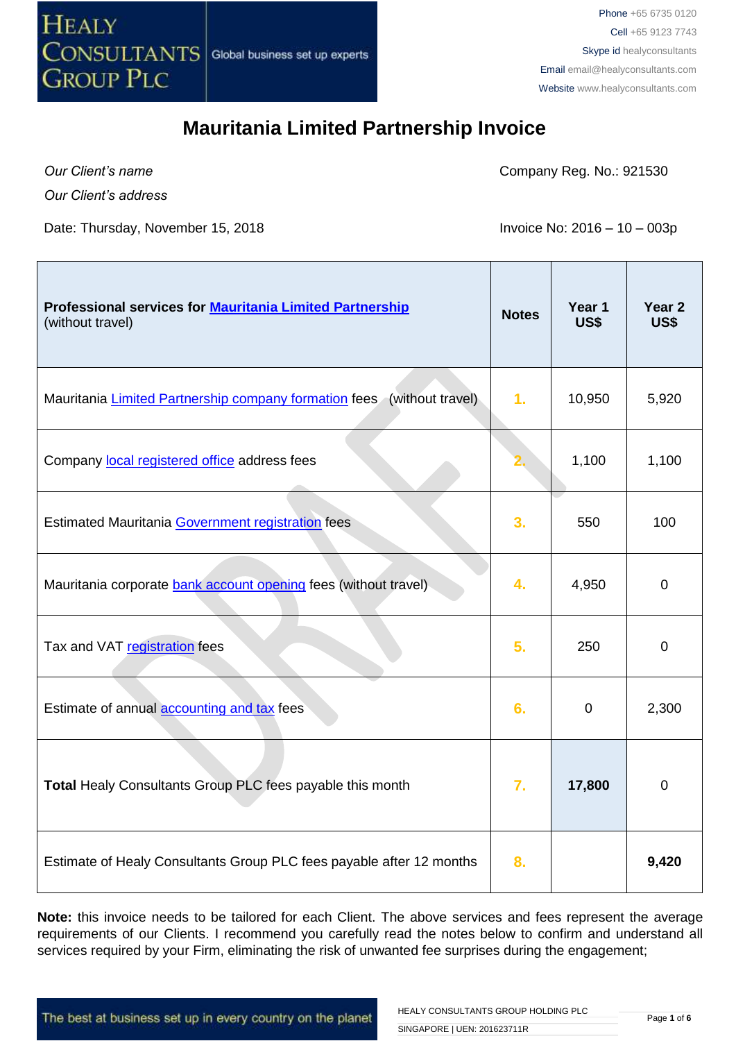# Mauritania Limited Partnership Invoice

*Our Client's name*

*Our Client's address*

Company Reg. No.: 921530

Date: Thursday, November 15, 2018

Invoice No: 2016 – 10 – 003p

| **Professional services for Mauritania Limited Partnership** (without travel) | **Notes** | **Year 1 US$** | **Year 2 US$** |
|---|---|---|---|
| Mauritania Limited Partnership company formation fees (without travel) | 1. | 10,950 | 5,920 |
| Company local registered office address fees | 2. | 1,100 | 1,100 |
| Estimated Mauritania Government registration fees | 3. | 550 | 100 |
| Mauritania corporate bank account opening fees (without travel) | 4. | 4,950 | 0 |
| Tax and VAT registration fees | 5. | 250 | 0 |
| Estimate of annual accounting and tax fees | 6. | 0 | 2,300 |
| **Total** Healy Consultants Group PLC fees payable this month | 7. | **17,800** | 0 |
| Estimate of Healy Consultants Group PLC fees payable after 12 months | 8. | | **9,420** |

**Note:** this invoice needs to be tailored for each Client. The above services and fees represent the average requirements of our Clients. I recommend you carefully read the notes below to confirm and understand all services required by your Firm, eliminating the risk of unwanted fee surprises during the engagement;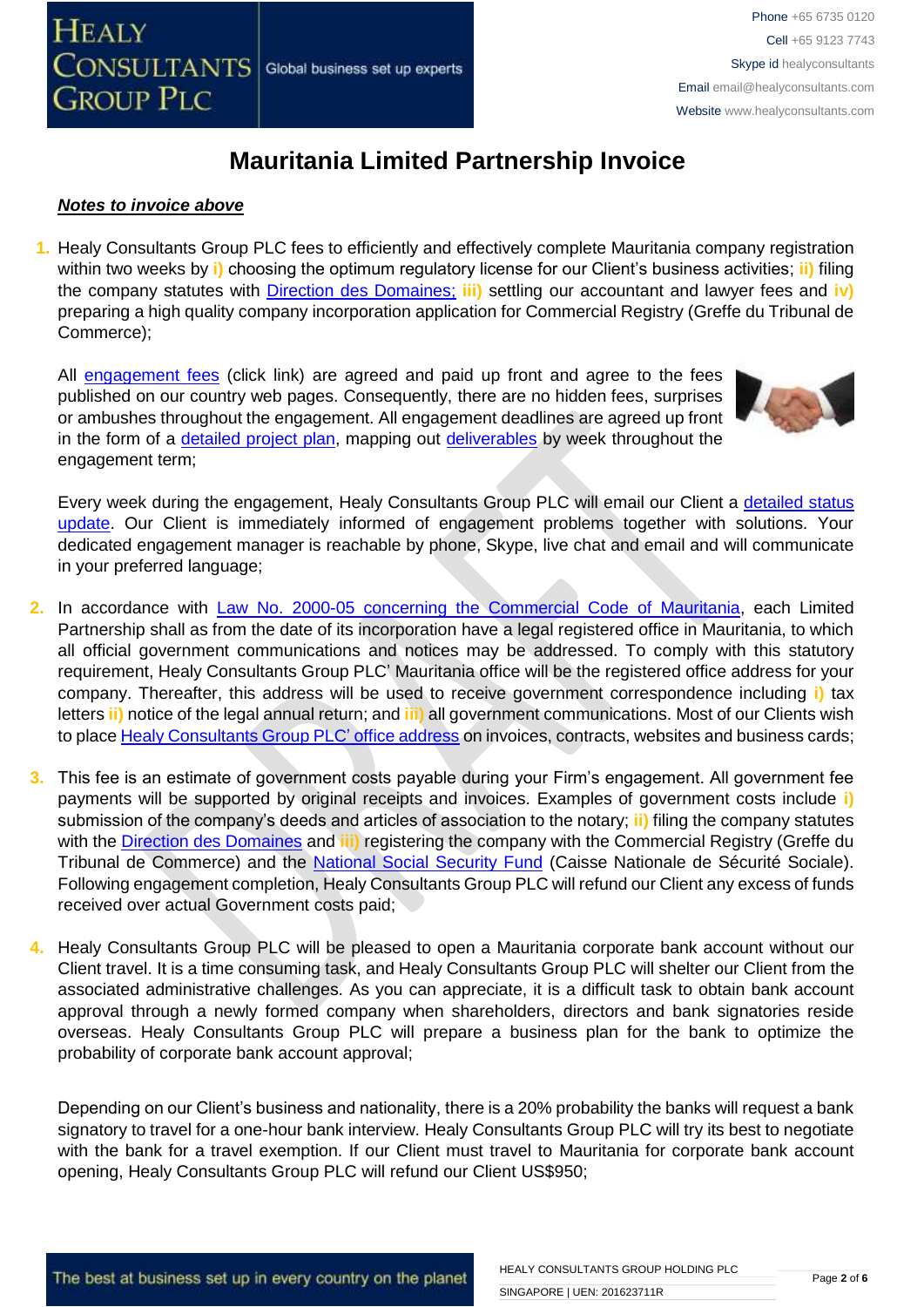# Mauritania Limited Partnership Invoice

***Notes to invoice above***

1. Healy Consultants Group PLC fees to efficiently and effectively complete Mauritania company registration within two weeks by **i)** choosing the optimum regulatory license for our Client's business activities; **ii)** filing the company statutes with Direction des Domaines; **iii)** settling our accountant and lawyer fees and **iv)** preparing a high quality company incorporation application for Commercial Registry (Greffe du Tribunal de Commerce);

   All engagement fees (click link) are agreed and paid up front and agree to the fees published on our country web pages. Consequently, there are no hidden fees, surprises or ambushes throughout the engagement. All engagement deadlines are agreed up front in the form of a detailed project plan, mapping out deliverables by week throughout the engagement term;

   Every week during the engagement, Healy Consultants Group PLC will email our Client a detailed status update. Our Client is immediately informed of engagement problems together with solutions. Your dedicated engagement manager is reachable by phone, Skype, live chat and email and will communicate in your preferred language;

2. In accordance with Law No. 2000-05 concerning the Commercial Code of Mauritania, each Limited Partnership shall as from the date of its incorporation have a legal registered office in Mauritania, to which all official government communications and notices may be addressed. To comply with this statutory requirement, Healy Consultants Group PLC' Mauritania office will be the registered office address for your company. Thereafter, this address will be used to receive government correspondence including **i)** tax letters **ii)** notice of the legal annual return; and **iii)** all government communications. Most of our Clients wish to place Healy Consultants Group PLC' office address on invoices, contracts, websites and business cards;

3. This fee is an estimate of government costs payable during your Firm's engagement. All government fee payments will be supported by original receipts and invoices. Examples of government costs include **i)** submission of the company's deeds and articles of association to the notary; **ii)** filing the company statutes with the Direction des Domaines and **iii)** registering the company with the Commercial Registry (Greffe du Tribunal de Commerce) and the National Social Security Fund (Caisse Nationale de Sécurité Sociale). Following engagement completion, Healy Consultants Group PLC will refund our Client any excess of funds received over actual Government costs paid;

4. Healy Consultants Group PLC will be pleased to open a Mauritania corporate bank account without our Client travel. It is a time consuming task, and Healy Consultants Group PLC will shelter our Client from the associated administrative challenges. As you can appreciate, it is a difficult task to obtain bank account approval through a newly formed company when shareholders, directors and bank signatories reside overseas. Healy Consultants Group PLC will prepare a business plan for the bank to optimize the probability of corporate bank account approval;

   Depending on our Client's business and nationality, there is a 20% probability the banks will request a bank signatory to travel for a one-hour bank interview. Healy Consultants Group PLC will try its best to negotiate with the bank for a travel exemption. If our Client must travel to Mauritania for corporate bank account opening, Healy Consultants Group PLC will refund our Client US$950;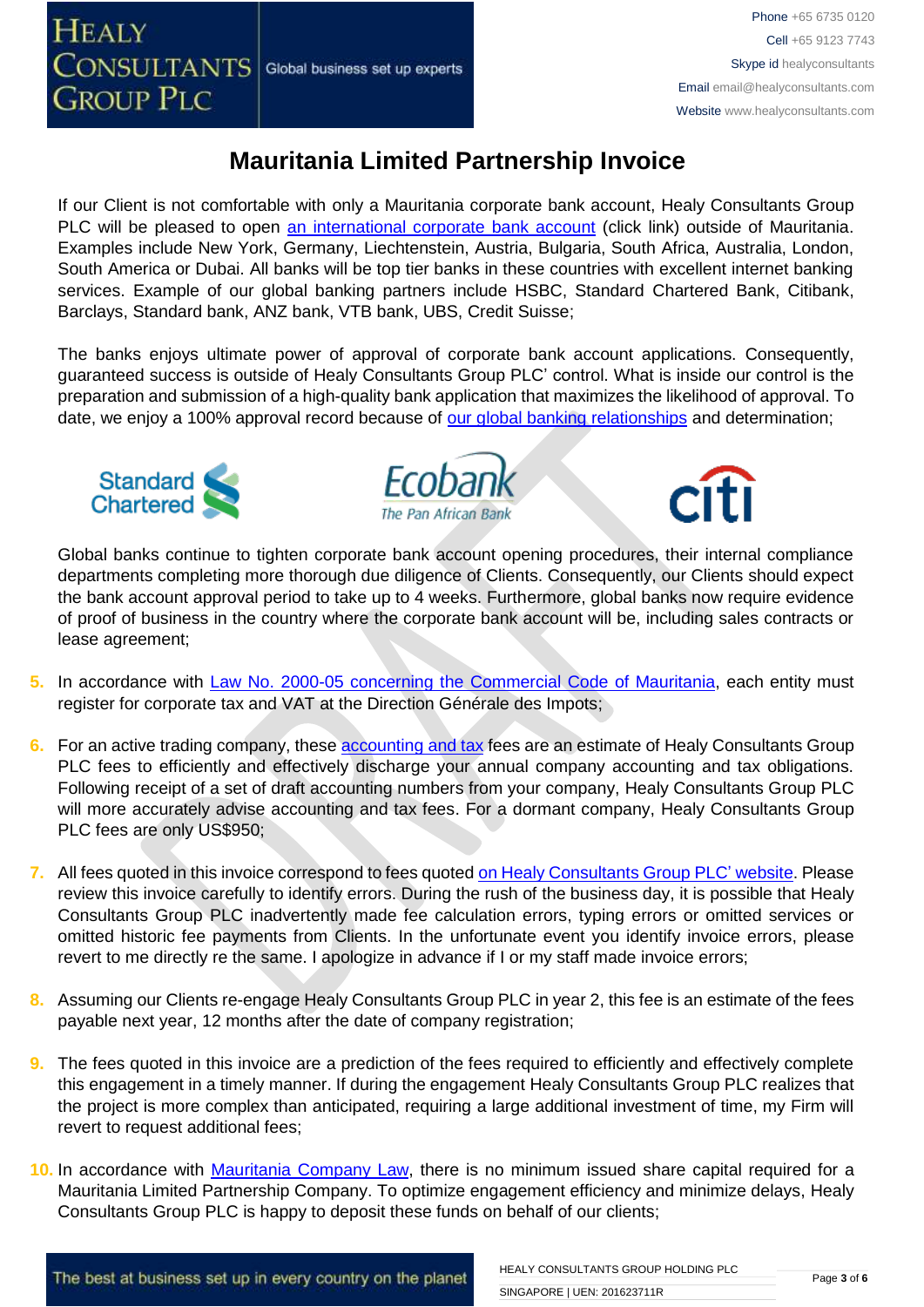# Mauritania Limited Partnership Invoice

If our Client is not comfortable with only a Mauritania corporate bank account, Healy Consultants Group PLC will be pleased to open an international corporate bank account (click link) outside of Mauritania. Examples include New York, Germany, Liechtenstein, Austria, Bulgaria, South Africa, Australia, London, South America or Dubai. All banks will be top tier banks in these countries with excellent internet banking services. Example of our global banking partners include HSBC, Standard Chartered Bank, Citibank, Barclays, Standard bank, ANZ bank, VTB bank, UBS, Credit Suisse;

The banks enjoys ultimate power of approval of corporate bank account applications. Consequently, guaranteed success is outside of Healy Consultants Group PLC' control. What is inside our control is the preparation and submission of a high-quality bank application that maximizes the likelihood of approval. To date, we enjoy a 100% approval record because of our global banking relationships and determination;

Global banks continue to tighten corporate bank account opening procedures, their internal compliance departments completing more thorough due diligence of Clients. Consequently, our Clients should expect the bank account approval period to take up to 4 weeks. Furthermore, global banks now require evidence of proof of business in the country where the corporate bank account will be, including sales contracts or lease agreement;

5. In accordance with Law No. 2000-05 concerning the Commercial Code of Mauritania, each entity must register for corporate tax and VAT at the Direction Générale des Impots;

6. For an active trading company, these accounting and tax fees are an estimate of Healy Consultants Group PLC fees to efficiently and effectively discharge your annual company accounting and tax obligations. Following receipt of a set of draft accounting numbers from your company, Healy Consultants Group PLC will more accurately advise accounting and tax fees. For a dormant company, Healy Consultants Group PLC fees are only US$950;

7. All fees quoted in this invoice correspond to fees quoted on Healy Consultants Group PLC' website. Please review this invoice carefully to identify errors. During the rush of the business day, it is possible that Healy Consultants Group PLC inadvertently made fee calculation errors, typing errors or omitted services or omitted historic fee payments from Clients. In the unfortunate event you identify invoice errors, please revert to me directly re the same. I apologize in advance if I or my staff made invoice errors;

8. Assuming our Clients re-engage Healy Consultants Group PLC in year 2, this fee is an estimate of the fees payable next year, 12 months after the date of company registration;

9. The fees quoted in this invoice are a prediction of the fees required to efficiently and effectively complete this engagement in a timely manner. If during the engagement Healy Consultants Group PLC realizes that the project is more complex than anticipated, requiring a large additional investment of time, my Firm will revert to request additional fees;

10. In accordance with Mauritania Company Law, there is no minimum issued share capital required for a Mauritania Limited Partnership Company. To optimize engagement efficiency and minimize delays, Healy Consultants Group PLC is happy to deposit these funds on behalf of our clients;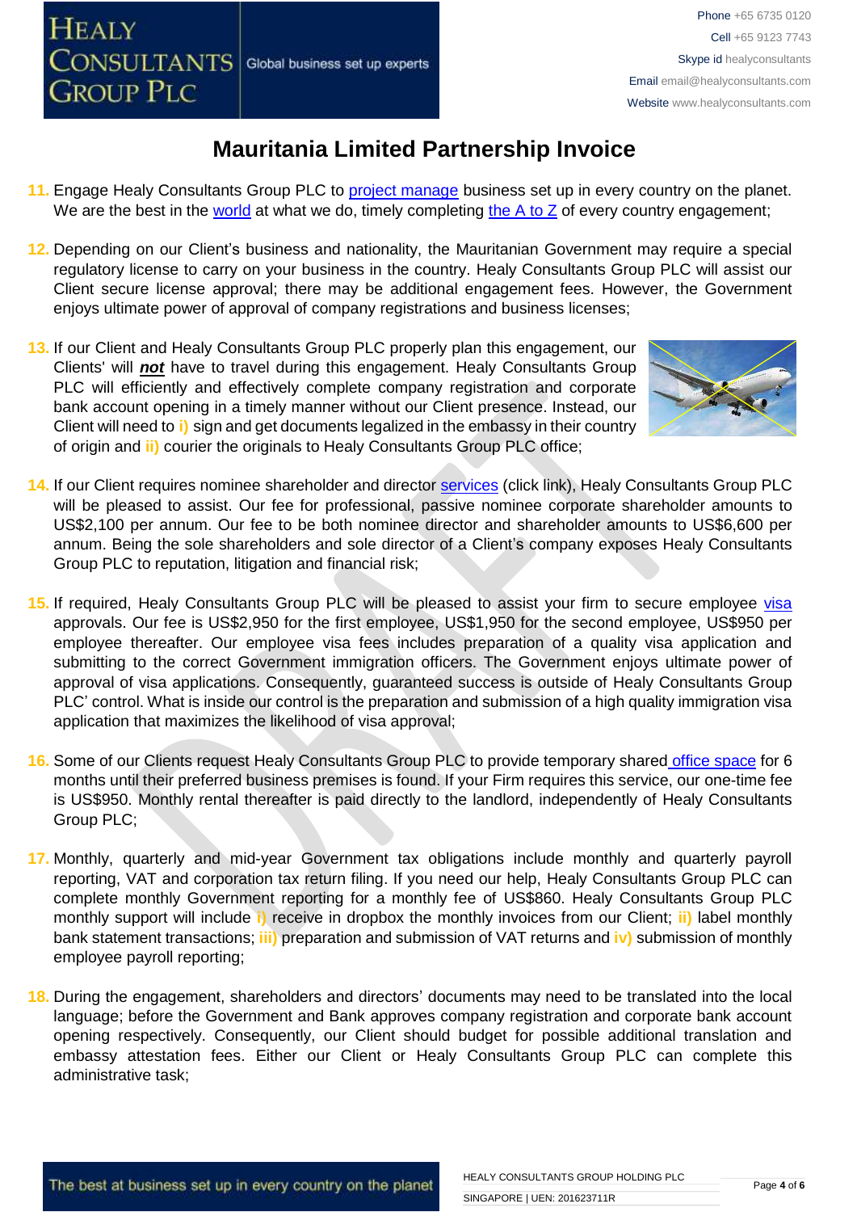# Mauritania Limited Partnership Invoice

11. Engage Healy Consultants Group PLC to project manage business set up in every country on the planet. We are the best in the world at what we do, timely completing the A to Z of every country engagement;

12. Depending on our Client's business and nationality, the Mauritanian Government may require a special regulatory license to carry on your business in the country. Healy Consultants Group PLC will assist our Client secure license approval; there may be additional engagement fees. However, the Government enjoys ultimate power of approval of company registrations and business licenses;

13. If our Client and Healy Consultants Group PLC properly plan this engagement, our Clients' will ***not*** have to travel during this engagement. Healy Consultants Group PLC will efficiently and effectively complete company registration and corporate bank account opening in a timely manner without our Client presence. Instead, our Client will need to **i)** sign and get documents legalized in the embassy in their country of origin and **ii)** courier the originals to Healy Consultants Group PLC office;

14. If our Client requires nominee shareholder and director services (click link), Healy Consultants Group PLC will be pleased to assist. Our fee for professional, passive nominee corporate shareholder amounts to US$2,100 per annum. Our fee to be both nominee director and shareholder amounts to US$6,600 per annum. Being the sole shareholders and sole director of a Client's company exposes Healy Consultants Group PLC to reputation, litigation and financial risk;

15. If required, Healy Consultants Group PLC will be pleased to assist your firm to secure employee visa approvals. Our fee is US$2,950 for the first employee, US$1,950 for the second employee, US$950 per employee thereafter. Our employee visa fees includes preparation of a quality visa application and submitting to the correct Government immigration officers. The Government enjoys ultimate power of approval of visa applications. Consequently, guaranteed success is outside of Healy Consultants Group PLC' control. What is inside our control is the preparation and submission of a high quality immigration visa application that maximizes the likelihood of visa approval;

16. Some of our Clients request Healy Consultants Group PLC to provide temporary shared office space for 6 months until their preferred business premises is found. If your Firm requires this service, our one-time fee is US$950. Monthly rental thereafter is paid directly to the landlord, independently of Healy Consultants Group PLC;

17. Monthly, quarterly and mid-year Government tax obligations include monthly and quarterly payroll reporting, VAT and corporation tax return filing. If you need our help, Healy Consultants Group PLC can complete monthly Government reporting for a monthly fee of US$860. Healy Consultants Group PLC monthly support will include **i)** receive in dropbox the monthly invoices from our Client; **ii)** label monthly bank statement transactions; **iii)** preparation and submission of VAT returns and **iv)** submission of monthly employee payroll reporting;

18. During the engagement, shareholders and directors' documents may need to be translated into the local language; before the Government and Bank approves company registration and corporate bank account opening respectively. Consequently, our Client should budget for possible additional translation and embassy attestation fees. Either our Client or Healy Consultants Group PLC can complete this administrative task;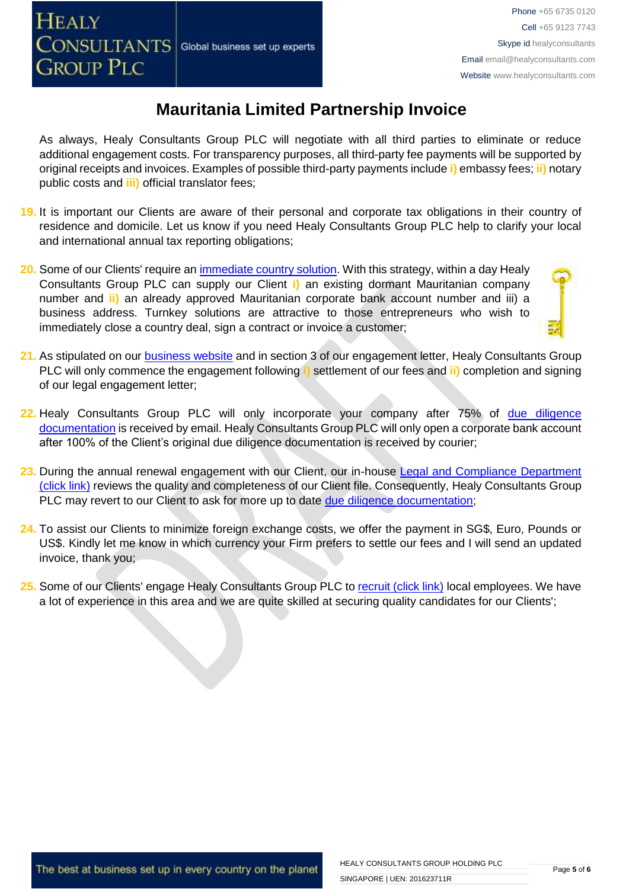# Mauritania Limited Partnership Invoice

As always, Healy Consultants Group PLC will negotiate with all third parties to eliminate or reduce additional engagement costs. For transparency purposes, all third-party fee payments will be supported by original receipts and invoices. Examples of possible third-party payments include **i)** embassy fees; **ii)** notary public costs and **iii)** official translator fees;

19. It is important our Clients are aware of their personal and corporate tax obligations in their country of residence and domicile. Let us know if you need Healy Consultants Group PLC help to clarify your local and international annual tax reporting obligations;

20. Some of our Clients' require an [immediate country solution](). With this strategy, within a day Healy Consultants Group PLC can supply our Client **i)** an existing dormant Mauritanian company number and **ii)** an already approved Mauritanian corporate bank account number and iii) a business address. Turnkey solutions are attractive to those entrepreneurs who wish to immediately close a country deal, sign a contract or invoice a customer;

21. As stipulated on our [business website]() and in section 3 of our engagement letter, Healy Consultants Group PLC will only commence the engagement following **i)** settlement of our fees and **ii)** completion and signing of our legal engagement letter;

22. Healy Consultants Group PLC will only incorporate your company after 75% of [due diligence documentation]() is received by email. Healy Consultants Group PLC will only open a corporate bank account after 100% of the Client's original due diligence documentation is received by courier;

23. During the annual renewal engagement with our Client, our in-house [Legal and Compliance Department (click link)]() reviews the quality and completeness of our Client file. Consequently, Healy Consultants Group PLC may revert to our Client to ask for more up to date [due diligence documentation]();

24. To assist our Clients to minimize foreign exchange costs, we offer the payment in SG$, Euro, Pounds or US$. Kindly let me know in which currency your Firm prefers to settle our fees and I will send an updated invoice, thank you;

25. Some of our Clients' engage Healy Consultants Group PLC to [recruit (click link)]() local employees. We have a lot of experience in this area and we are quite skilled at securing quality candidates for our Clients';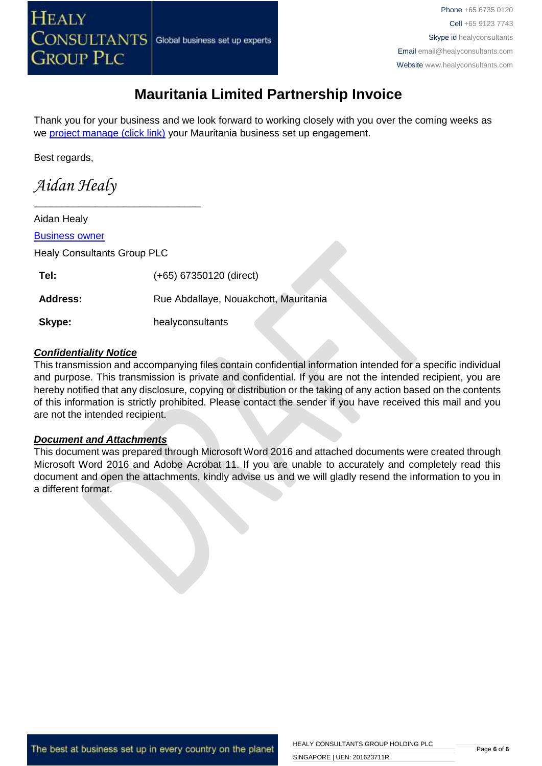# Mauritania Limited Partnership Invoice

Thank you for your business and we look forward to working closely with you over the coming weeks as we project manage (click link) your Mauritania business set up engagement.

Best regards,

*Aidan Healy*

______________________________

Aidan Healy

Business owner

Healy Consultants Group PLC

| | |
|---|---|
| **Tel:** | (+65) 67350120 (direct) |
| **Address:** | Rue Abdallaye, Nouakchott, Mauritania |
| **Skype:** | healyconsultants |

***Confidentiality Notice***

This transmission and accompanying files contain confidential information intended for a specific individual and purpose. This transmission is private and confidential. If you are not the intended recipient, you are hereby notified that any disclosure, copying or distribution or the taking of any action based on the contents of this information is strictly prohibited. Please contact the sender if you have received this mail and you are not the intended recipient.

***Document and Attachments***

This document was prepared through Microsoft Word 2016 and attached documents were created through Microsoft Word 2016 and Adobe Acrobat 11. If you are unable to accurately and completely read this document and open the attachments, kindly advise us and we will gladly resend the information to you in a different format.